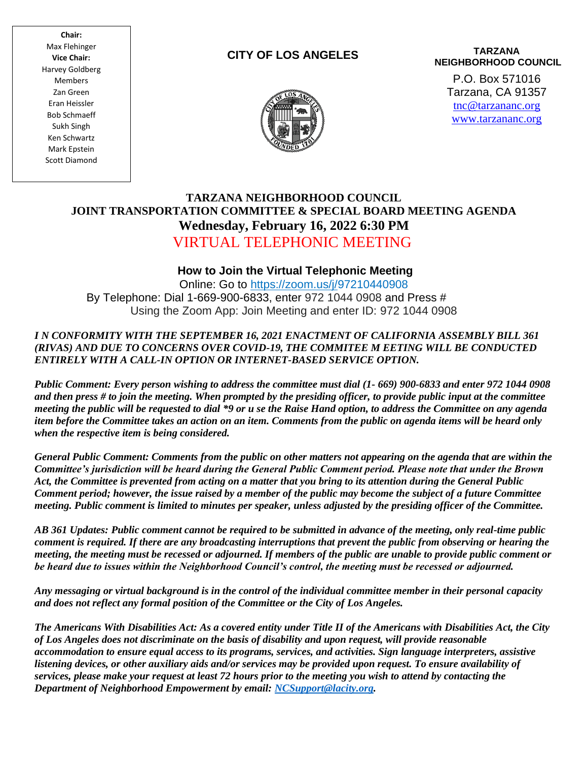**Chair:**
Max Flehinger
**Vice Chair:**
Harvey Goldberg
Members
Zan Green
Eran Heissler
Bob Schmaeff
Sukh Singh
Ken Schwartz
Mark Epstein
Scott Diamond

**CITY OF LOS ANGELES**

**TARZANA NEIGHBORHOOD COUNCIL**
P.O. Box 571016
Tarzana, CA 91357
tnc@tarzananc.org
www.tarzananc.org

# TARZANA NEIGHBORHOOD COUNCIL
## JOINT TRANSPORTATION COMMITTEE & SPECIAL BOARD MEETING AGENDA
## Wednesday, February 16, 2022 6:30 PM
## VIRTUAL TELEPHONIC MEETING

### How to Join the Virtual Telephonic Meeting

Online: Go to https://zoom.us/j/97210440908
By Telephone: Dial 1-669-900-6833, enter 972 1044 0908 and Press #
Using the Zoom App: Join Meeting and enter ID: 972 1044 0908

***I N CONFORMITY WITH THE SEPTEMBER 16, 2021 ENACTMENT OF CALIFORNIA ASSEMBLY BILL 361 (RIVAS) AND DUE TO CONCERNS OVER COVID-19, THE COMMITEE M EETING WILL BE CONDUCTED ENTIRELY WITH A CALL-IN OPTION OR INTERNET-BASED SERVICE OPTION.***

***Public Comment: Every person wishing to address the committee must dial (1- 669) 900-6833 and enter 972 1044 0908 and then press # to join the meeting. When prompted by the presiding officer, to provide public input at the committee meeting the public will be requested to dial *9 or u se the Raise Hand option, to address the Committee on any agenda item before the Committee takes an action on an item. Comments from the public on agenda items will be heard only when the respective item is being considered.***

***General Public Comment: Comments from the public on other matters not appearing on the agenda that are within the Committee's jurisdiction will be heard during the General Public Comment period. Please note that under the Brown Act, the Committee is prevented from acting on a matter that you bring to its attention during the General Public Comment period; however, the issue raised by a member of the public may become the subject of a future Committee meeting. Public comment is limited to minutes per speaker, unless adjusted by the presiding officer of the Committee.***

***AB 361 Updates: Public comment cannot be required to be submitted in advance of the meeting, only real-time public comment is required. If there are any broadcasting interruptions that prevent the public from observing or hearing the meeting, the meeting must be recessed or adjourned. If members of the public are unable to provide public comment or be heard due to issues within the Neighborhood Council's control, the meeting must be recessed or adjourned.***

***Any messaging or virtual background is in the control of the individual committee member in their personal capacity and does not reflect any formal position of the Committee or the City of Los Angeles.***

***The Americans With Disabilities Act: As a covered entity under Title II of the Americans with Disabilities Act, the City of Los Angeles does not discriminate on the basis of disability and upon request, will provide reasonable accommodation to ensure equal access to its programs, services, and activities. Sign language interpreters, assistive listening devices, or other auxiliary aids and/or services may be provided upon request. To ensure availability of services, please make your request at least 72 hours prior to the meeting you wish to attend by contacting the Department of Neighborhood Empowerment by email: NCSupport@lacity.org.***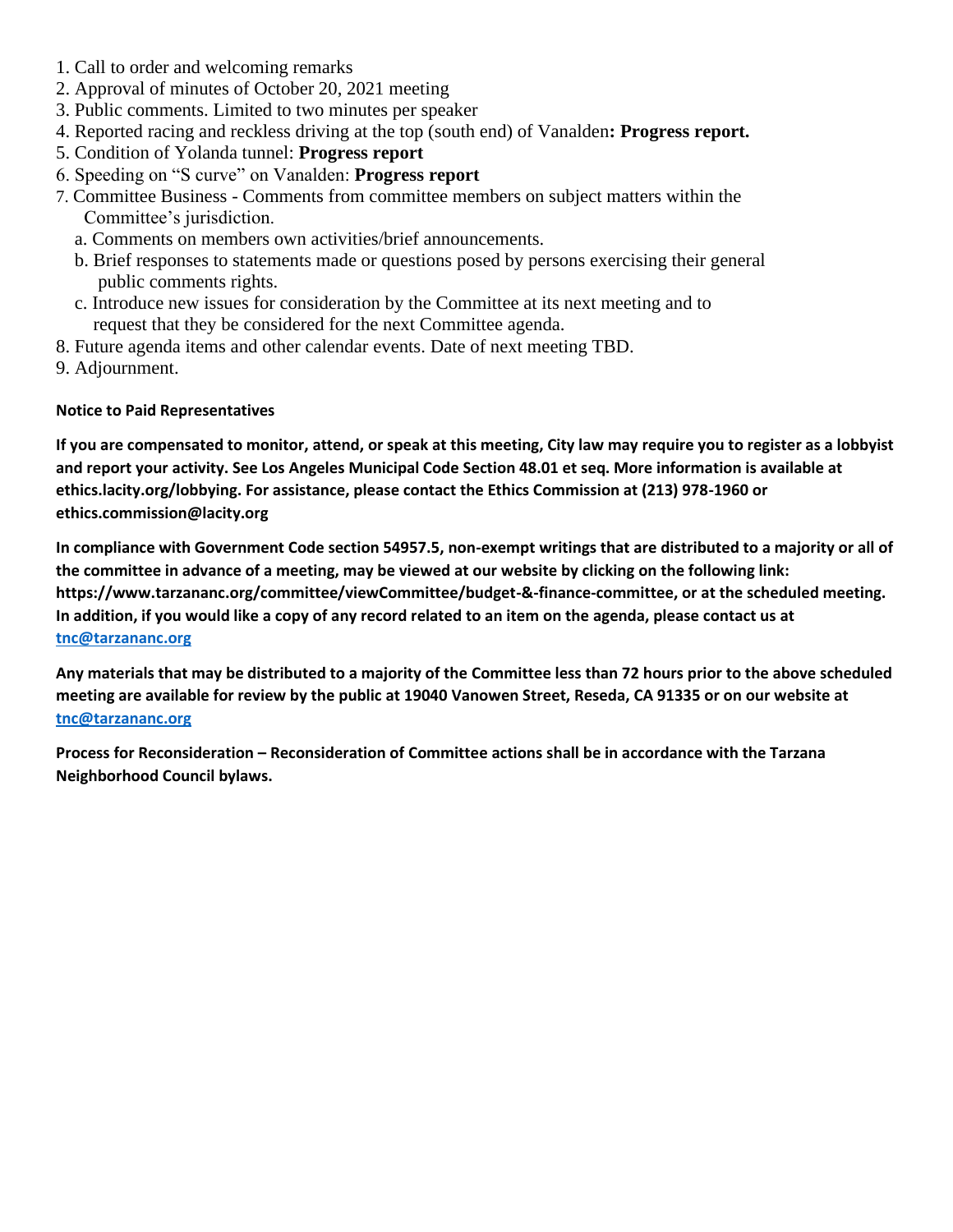1. Call to order and welcoming remarks
2. Approval of minutes of October 20, 2021 meeting
3. Public comments. Limited to two minutes per speaker
4. Reported racing and reckless driving at the top (south end) of Vanalden**: Progress report.**
5. Condition of Yolanda tunnel: **Progress report**
6. Speeding on "S curve" on Vanalden: **Progress report**
7. Committee Business - Comments from committee members on subject matters within the Committee's jurisdiction.
   a. Comments on members own activities/brief announcements.
   b. Brief responses to statements made or questions posed by persons exercising their general public comments rights.
   c. Introduce new issues for consideration by the Committee at its next meeting and to request that they be considered for the next Committee agenda.
8. Future agenda items and other calendar events. Date of next meeting TBD.
9. Adjournment.

**Notice to Paid Representatives**

**If you are compensated to monitor, attend, or speak at this meeting, City law may require you to register as a lobbyist and report your activity. See Los Angeles Municipal Code Section 48.01 et seq. More information is available at ethics.lacity.org/lobbying. For assistance, please contact the Ethics Commission at (213) 978-1960 or ethics.commission@lacity.org**

**In compliance with Government Code section 54957.5, non-exempt writings that are distributed to a majority or all of the committee in advance of a meeting, may be viewed at our website by clicking on the following link: https://www.tarzananc.org/committee/viewCommittee/budget-&-finance-committee, or at the scheduled meeting. In addition, if you would like a copy of any record related to an item on the agenda, please contact us at tnc@tarzananc.org**

**Any materials that may be distributed to a majority of the Committee less than 72 hours prior to the above scheduled meeting are available for review by the public at 19040 Vanowen Street, Reseda, CA 91335 or on our website at tnc@tarzananc.org**

**Process for Reconsideration – Reconsideration of Committee actions shall be in accordance with the Tarzana Neighborhood Council bylaws.**